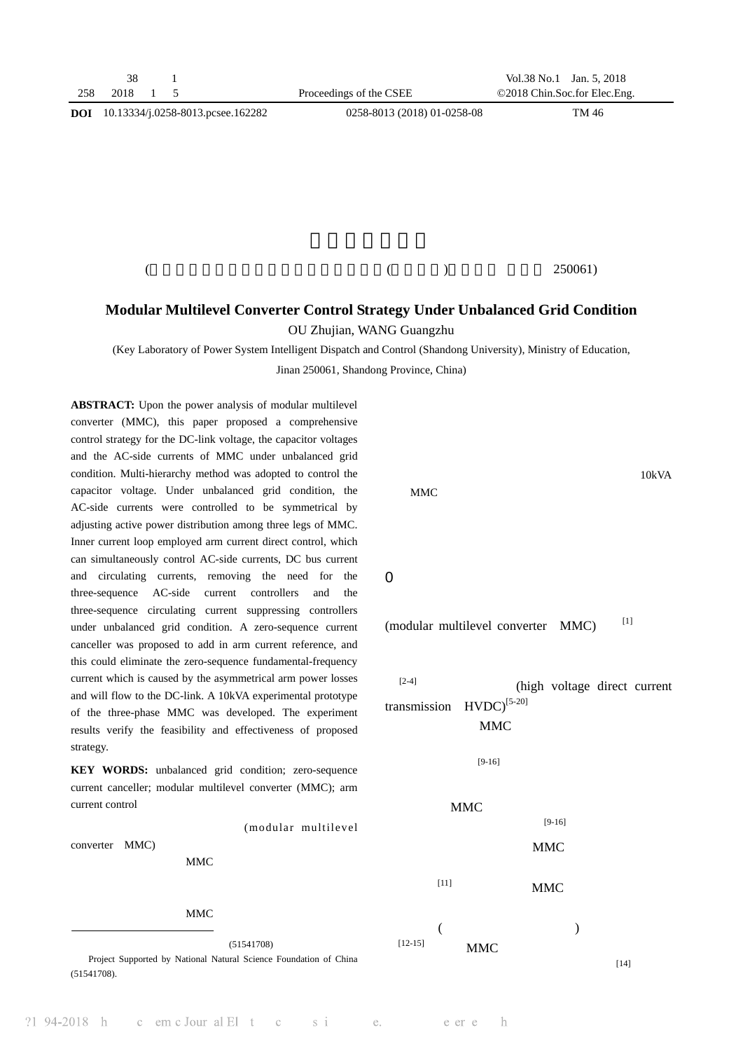# Modular Multilevel Converter Control Strategy Under Unbalanced Grid Condition

OU Zhujian, WANG Guangzhu

(Key Laboratory of Power System Intelligent Dispatch and Control (Shandong University), Ministry of Education, Jinan 250061, Shandong Province, China)

( ( ) 250061)

**ABSTRACT:** Upon the power analysis of modular multilevel converter (MMC), this paper proposed a comprehensive control strategy for the DC-link voltage, the capacitor voltages and the AC-side currents of MMC under unbalanced grid condition. Multi-hierarchy method was adopted to control the capacitor voltage. Under unbalanced grid condition, the AC-side currents were controlled to be symmetrical by adjusting active power distribution among three legs of MMC. Inner current loop employed arm current direct control, which can simultaneously control AC-side currents, DC bus current and circulating currents, removing the need for the three-sequence AC-side current controllers and the three-sequence circulating current suppressing controllers under unbalanced grid condition. A zero-sequence current canceller was proposed to add in arm current reference, and this could eliminate the zero-sequence fundamental-frequency current which is caused by the asymmetrical arm power losses and will flow to the DC-link. A 10kVA experimental prototype of the three-phase MMC was developed. The experiment results verify the feasibility and effectiveness of proposed strategy.

**KEY WORDS:** unbalanced grid condition; zero-sequence current canceller; modular multilevel converter (MMC); arm current control

(modular multilevel converter MMC) MMC MMC

(51541708)

Project Supported by National Natural Science Foundation of China (51541708).

10kVA MMC

## 0

(modular multilevel converter MMC) [1]

[2-4] (high voltage direct current transmission HVDC)[5-20] MMC

[9-16]

MMC [9-16]

MMC

[11] MMC

( )

[12-15] MMC

[14]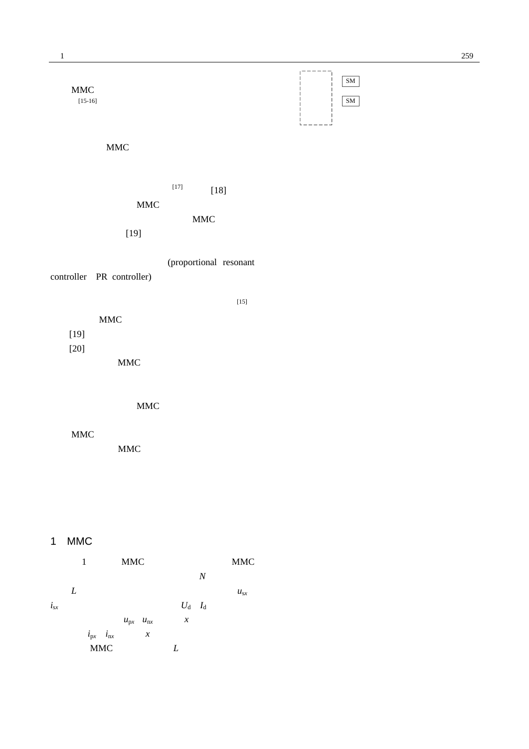MMC

[15-16]

MMC

[17] [18]

MMC

MMC

[19]

(proportional resonant controller PR controller)

[15]

MMC

[19]

[20]

MMC

MMC

MMC

MMC

## 1 MMC

1 MMC MMC

$N$

$L$ $u_{sx}$

$i_{sx}$ $U_d$ $I_d$

$u_{px}$ $u_{nx}$ $x$

$i_{px}$ $i_{nx}$ $x$

MMC $L$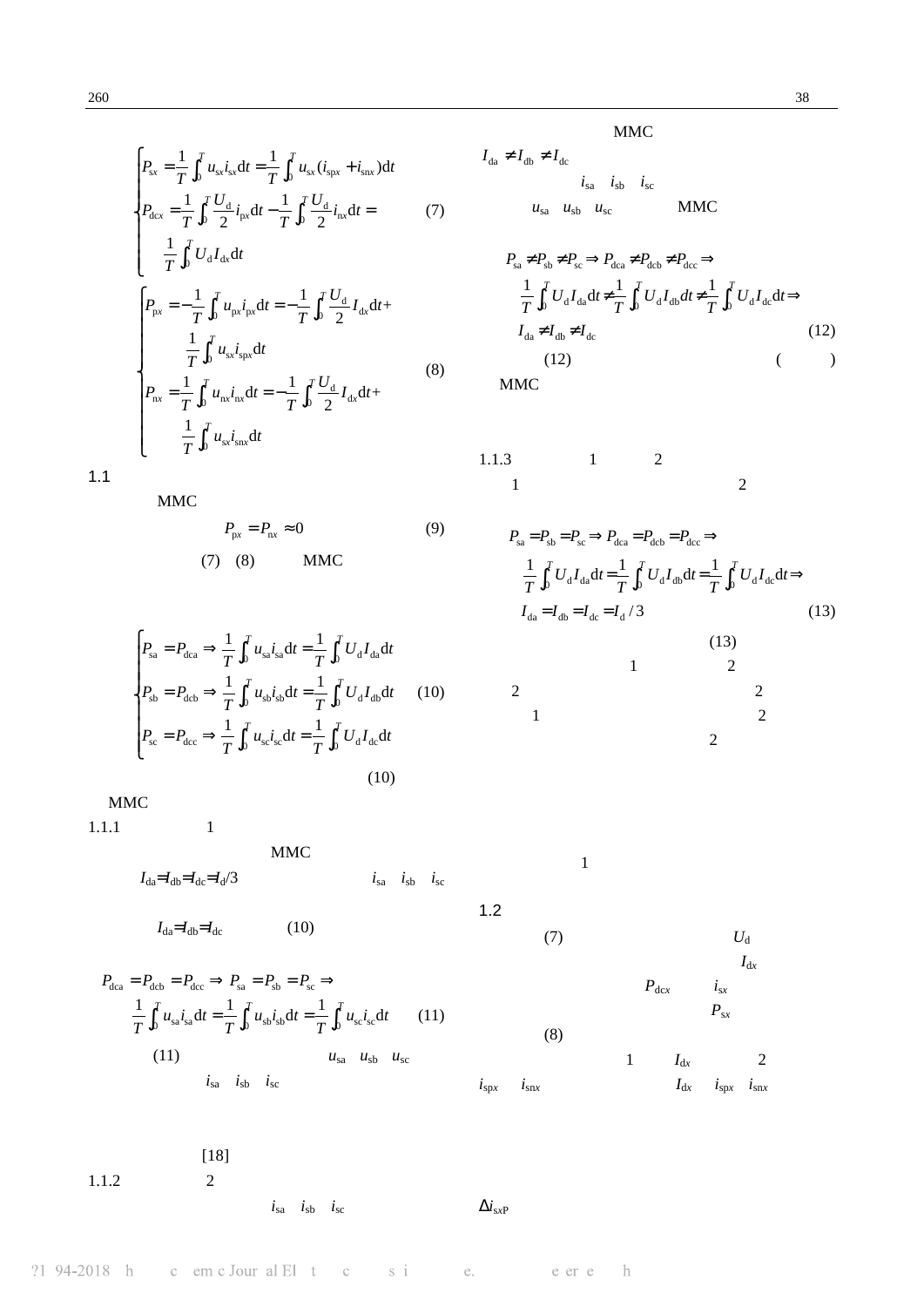$$
\begin{cases}
P_{sx}=\dfrac{1}{T}\int_0^T u_{sx}i_{sx}\mathrm{d}t=\dfrac{1}{T}\int_0^T u_{sx}(i_{spx}+i_{snx})\mathrm{d}t \\
P_{dcx}=\dfrac{1}{T}\int_0^T \dfrac{U_d}{2}i_{px}\mathrm{d}t-\dfrac{1}{T}\int_0^T \dfrac{U_d}{2}i_{nx}\mathrm{d}t= \\
\quad \dfrac{1}{T}\int_0^T U_d I_{dx}\mathrm{d}t
\end{cases} \tag{7}
$$

$$
\begin{cases}
P_{px}=-\dfrac{1}{T}\int_0^T u_{px}i_{px}\mathrm{d}t=-\dfrac{1}{T}\int_0^T \dfrac{U_d}{2}I_{dx}\mathrm{d}t+ \\
\quad \dfrac{1}{T}\int_0^T u_{sx}i_{spx}\mathrm{d}t \\
P_{nx}=\dfrac{1}{T}\int_0^T u_{nx}i_{nx}\mathrm{d}t=-\dfrac{1}{T}\int_0^T \dfrac{U_d}{2}I_{dx}\mathrm{d}t+ \\
\quad \dfrac{1}{T}\int_0^T u_{sx}i_{snx}\mathrm{d}t
\end{cases} \tag{8}
$$

## 1.1

MMC

$$P_{px}=P_{nx}\approx 0 \tag{9}$$

(7) (8) MMC

$$
\begin{cases}
P_{sa}=P_{dca}\Rightarrow \dfrac{1}{T}\int_0^T u_{sa}i_{sa}\mathrm{d}t=\dfrac{1}{T}\int_0^T U_d I_{da}\mathrm{d}t \\
P_{sb}=P_{dcb}\Rightarrow \dfrac{1}{T}\int_0^T u_{sb}i_{sb}\mathrm{d}t=\dfrac{1}{T}\int_0^T U_d I_{db}\mathrm{d}t \\
P_{sc}=P_{dcc}\Rightarrow \dfrac{1}{T}\int_0^T u_{sc}i_{sc}\mathrm{d}t=\dfrac{1}{T}\int_0^T U_d I_{dc}\mathrm{d}t
\end{cases} \tag{10}
$$

(10)

MMC

### 1.1.1 1

MMC

$I_{da}=I_{db}=I_{dc}=I_d/3$ $i_{sa}$ $i_{sb}$ $i_{sc}$

$I_{da}=I_{db}=I_{dc}$ (10)

$$
\begin{aligned}
&P_{dca}=P_{dcb}=P_{dcc}\Rightarrow P_{sa}=P_{sb}=P_{sc}\Rightarrow \\
&\frac{1}{T}\int_0^T u_{sa}i_{sa}\mathrm{d}t=\frac{1}{T}\int_0^T u_{sb}i_{sb}\mathrm{d}t=\frac{1}{T}\int_0^T u_{sc}i_{sc}\mathrm{d}t
\end{aligned} \tag{11}
$$

(11) $u_{sa}$ $u_{sb}$ $u_{sc}$ $i_{sa}$ $i_{sb}$ $i_{sc}$

[18]

### 1.1.2 2

$i_{sa}$ $i_{sb}$ $i_{sc}$

MMC

$I_{da}\neq I_{db}\neq I_{dc}$

$i_{sa}$ $i_{sb}$ $i_{sc}$

$u_{sa}$ $u_{sb}$ $u_{sc}$ MMC

$$
\begin{aligned}
&P_{sa}\neq P_{sb}\neq P_{sc}\Rightarrow P_{dca}\neq P_{dcb}\neq P_{dcc}\Rightarrow \\
&\frac{1}{T}\int_0^T U_d I_{da}\mathrm{d}t\neq\frac{1}{T}\int_0^T U_d I_{db}\mathrm{d}t\neq\frac{1}{T}\int_0^T U_d I_{dc}\mathrm{d}t\Rightarrow \\
&I_{da}\neq I_{db}\neq I_{dc}
\end{aligned} \tag{12}
$$

(12) ( )

MMC

### 1.1.3 1 2

1 2

$$
\begin{aligned}
&P_{sa}=P_{sb}=P_{sc}\Rightarrow P_{dca}=P_{dcb}=P_{dcc}\Rightarrow \\
&\frac{1}{T}\int_0^T U_d I_{da}\mathrm{d}t=\frac{1}{T}\int_0^T U_d I_{db}\mathrm{d}t=\frac{1}{T}\int_0^T U_d I_{dc}\mathrm{d}t\Rightarrow \\
&I_{da}=I_{db}=I_{dc}=I_d/3
\end{aligned} \tag{13}
$$

(13)

1 2

2 2

1 2

2

1

## 1.2

(7) $U_d$

$I_{dx}$

$P_{dcx}$ $i_{sx}$

$P_{sx}$

(8)

1 $I_{dx}$ 2

$i_{spx}$ $i_{snx}$ $I_{dx}$ $i_{spx}$ $i_{snx}$

$\Delta i_{sxP}$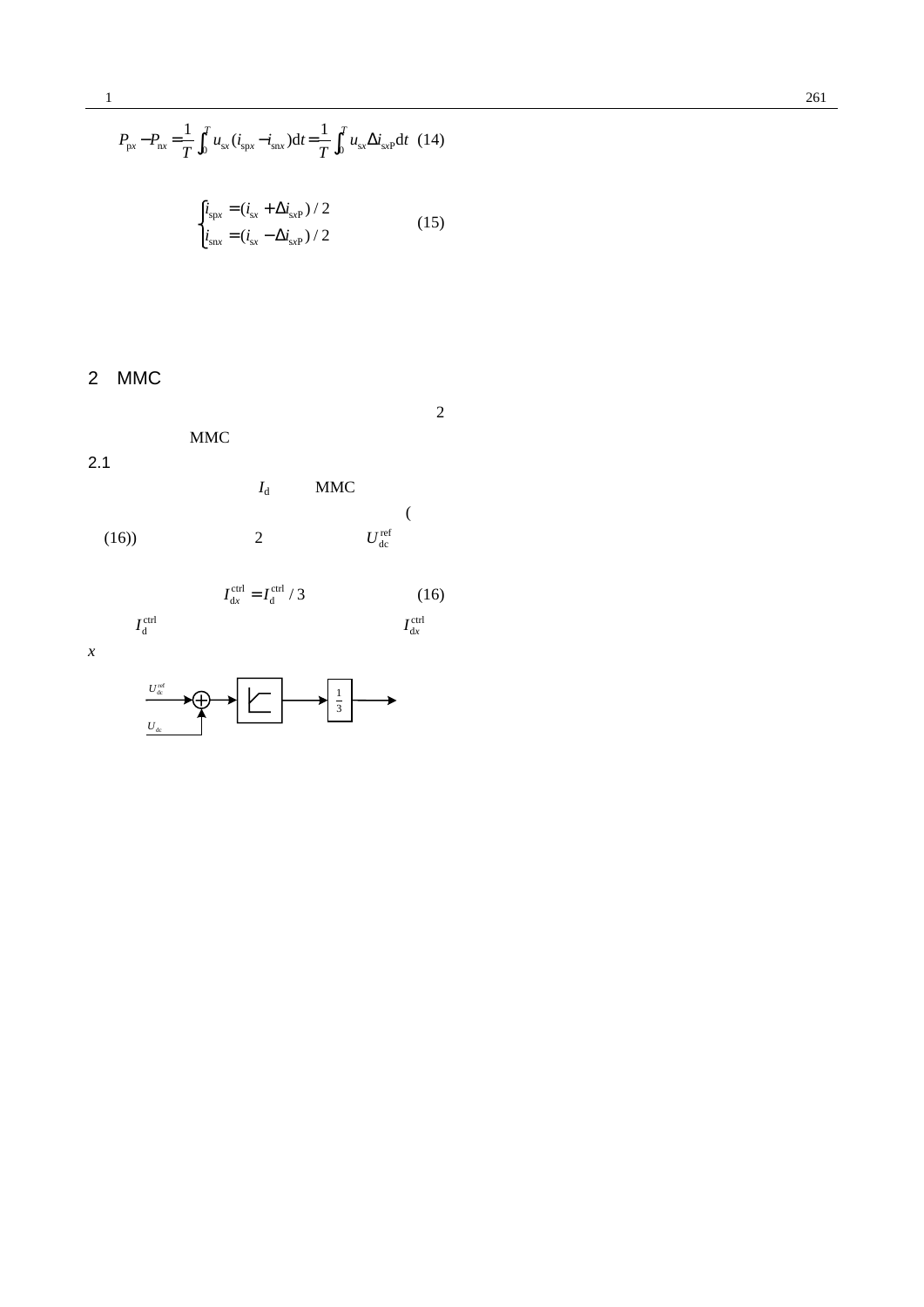$$P_{px} - P_{nx} = \frac{1}{T}\int_0^T u_{sx}(i_{spx} - i_{snx})\mathrm{d}t = \frac{1}{T}\int_0^T u_{sx}\Delta i_{sxP}\mathrm{d}t \quad (14)$$

$$\begin{cases} i_{spx} = (i_{sx} + \Delta i_{sxP})/2 \\ i_{snx} = (i_{sx} - \Delta i_{sxP})/2 \end{cases} \quad (15)$$

## 2 MMC

2

MMC

### 2.1

$I_d$ MMC

(

(16)) 2 $U_{dc}^{ref}$

$$I_{dx}^{ctrl} = I_d^{ctrl}/3 \quad (16)$$

$I_d^{ctrl}$ $I_{dx}^{ctrl}$

$x$

$U_{dc}^{ref}$

$U_{dc}$

$\frac{1}{3}$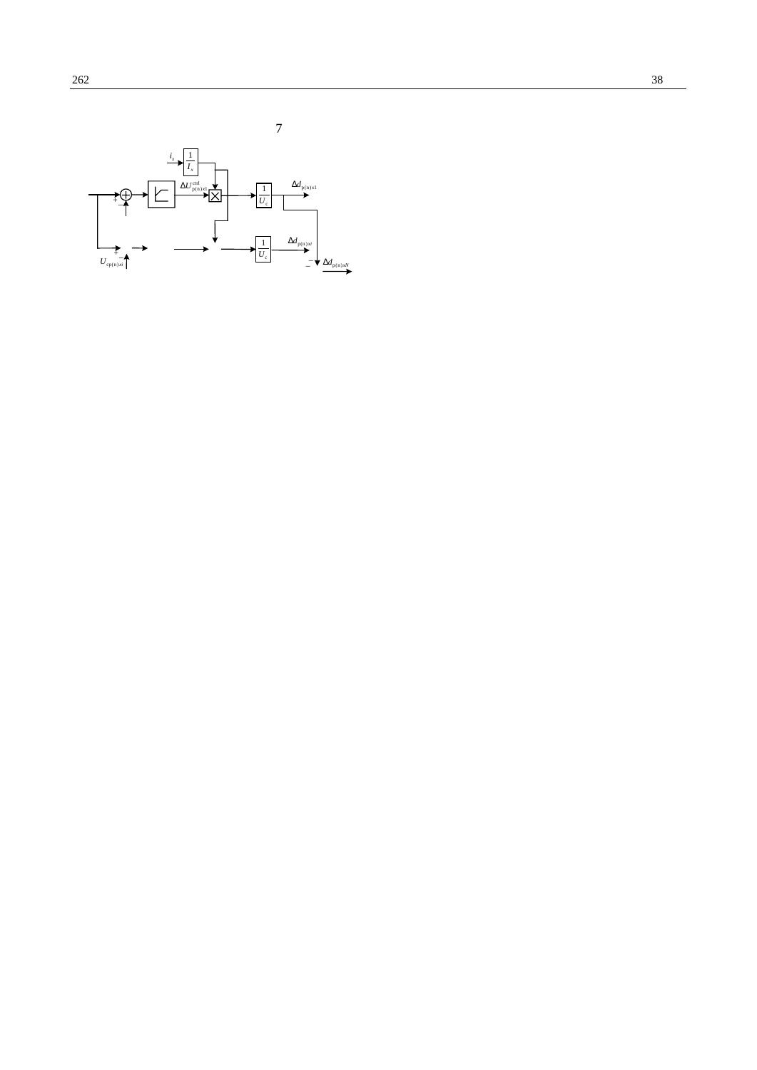7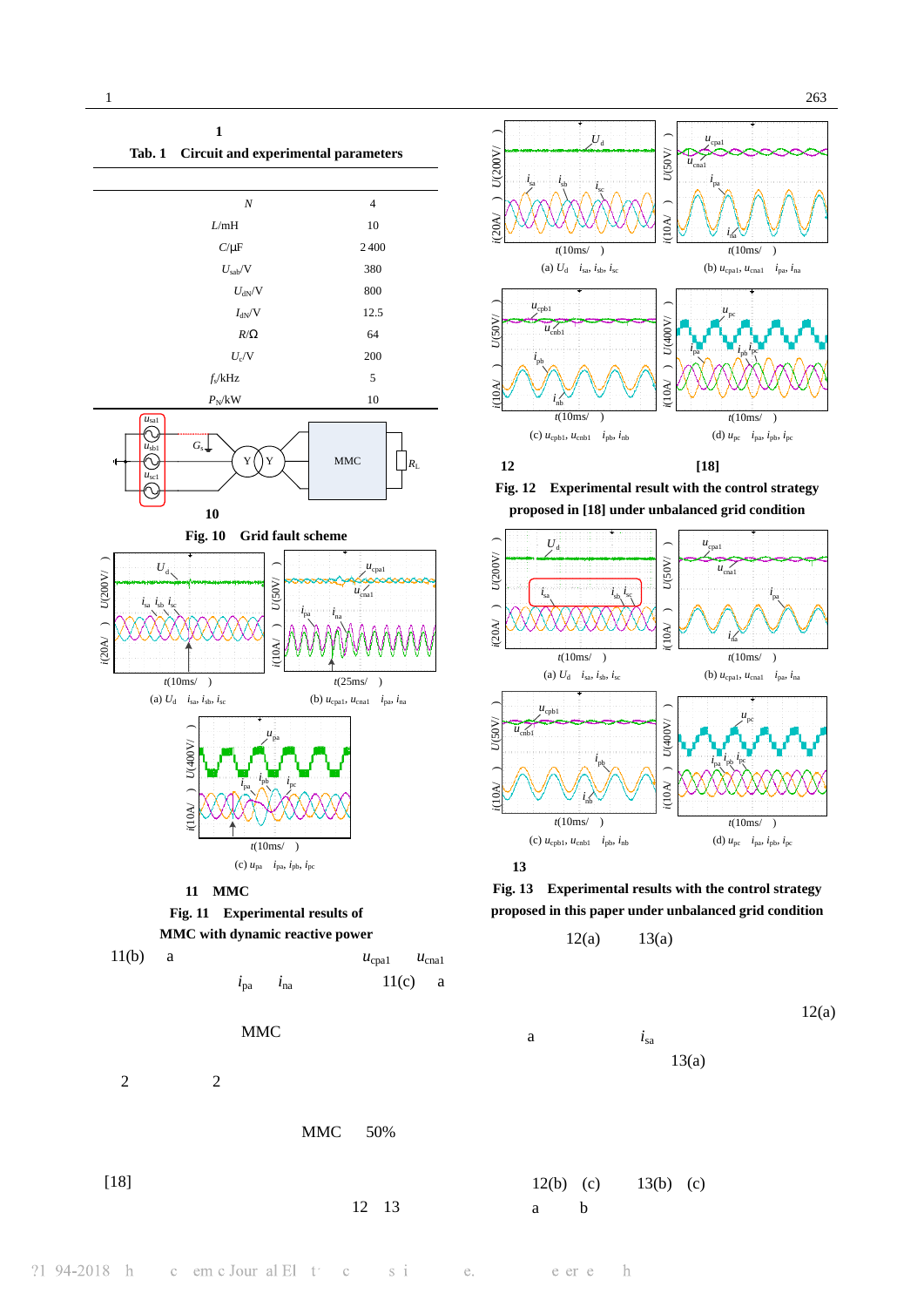1

**Tab. 1　Circuit and experimental parameters**

| | |
|---|---|
| $N$ | 4 |
| $L$/mH | 10 |
| $C$/μF | 2 400 |
| $U_{sab}$/V | 380 |
| $U_{dN}$/V | 800 |
| $I_{dN}$/V | 12.5 |
| $R$/Ω | 64 |
| $U_c$/V | 200 |
| $f_s$/kHz | 5 |
| $P_N$/kW | 10 |

10

**Fig. 10　Grid fault scheme**

(a) $U_d$　$i_{sa}$, $i_{sb}$, $i_{sc}$

(b) $u_{cpa1}$, $u_{cna1}$　$i_{pa}$, $i_{na}$

(c) $u_{pa}$　$i_{pa}$, $i_{pb}$, $i_{pc}$

11　MMC

**Fig. 11　Experimental results of MMC with dynamic reactive power**

11(b)　a　$u_{cpa1}$　$u_{cna1}$　$i_{pa}$　$i_{na}$　11(c)　a

MMC

2　2

MMC　50%

[18]

12　13

(a) $U_d$　$i_{sa}$, $i_{sb}$, $i_{sc}$

(b) $u_{cpa1}$, $u_{cna1}$　$i_{pa}$, $i_{na}$

(c) $u_{cpb1}$, $u_{cnb1}$　$i_{pb}$, $i_{nb}$

(d) $u_{pc}$　$i_{pa}$, $i_{pb}$, $i_{pc}$

12　[18]

**Fig. 12　Experimental result with the control strategy proposed in [18] under unbalanced grid condition**

(a) $U_d$　$i_{sa}$, $i_{sb}$, $i_{sc}$

(b) $u_{cpa1}$, $u_{cna1}$　$i_{pa}$, $i_{na}$

(c) $u_{cpb1}$, $u_{cnb1}$　$i_{pb}$, $i_{nb}$

(d) $u_{pc}$　$i_{pa}$, $i_{pb}$, $i_{pc}$

13

**Fig. 13　Experimental results with the control strategy proposed in this paper under unbalanced grid condition**

12(a)　13(a)

12(a)

a　$i_{sa}$

13(a)

12(b)　(c)　13(b)　(c)

a　b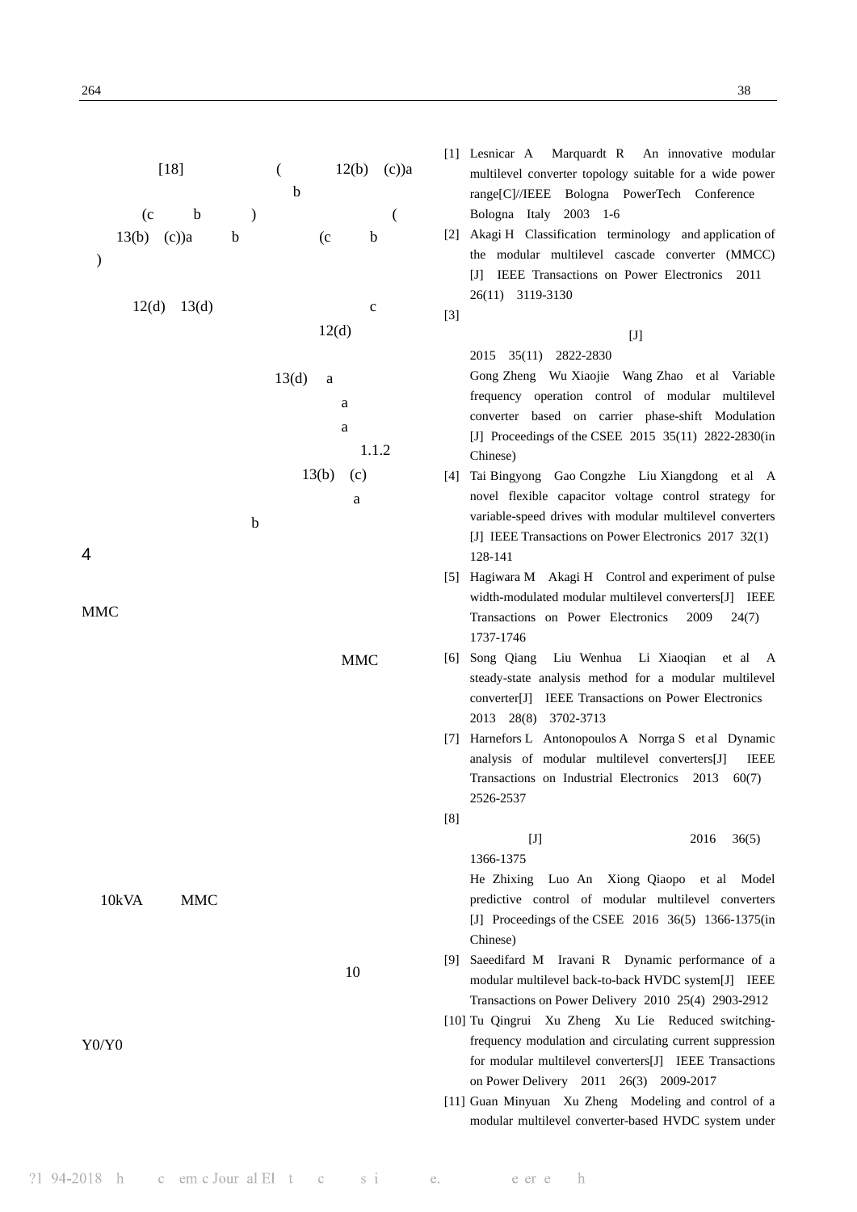[18] ( 12(b) (c))a b (c b ) ( 13(b) (c))a b (c b )

12(d) 13(d) c 12(d)

13(d) a a a 1.1.2 13(b) (c) a b

## 4

MMC

MMC

10kVA MMC

10

Y0/Y0

[1] Lesnicar A Marquardt R An innovative modular multilevel converter topology suitable for a wide power range[C]//IEEE Bologna PowerTech Conference Bologna Italy 2003 1-6

[2] Akagi H Classification terminology and application of the modular multilevel cascade converter (MMCC) [J] IEEE Transactions on Power Electronics 2011 26(11) 3119-3130

[3] [J] 2015 35(11) 2822-2830
Gong Zheng Wu Xiaojie Wang Zhao et al Variable frequency operation control of modular multilevel converter based on carrier phase-shift Modulation [J] Proceedings of the CSEE 2015 35(11) 2822-2830(in Chinese)

[4] Tai Bingyong Gao Congzhe Liu Xiangdong et al A novel flexible capacitor voltage control strategy for variable-speed drives with modular multilevel converters [J] IEEE Transactions on Power Electronics 2017 32(1) 128-141

[5] Hagiwara M Akagi H Control and experiment of pulse width-modulated modular multilevel converters[J] IEEE Transactions on Power Electronics 2009 24(7) 1737-1746

[6] Song Qiang Liu Wenhua Li Xiaoqian et al A steady-state analysis method for a modular multilevel converter[J] IEEE Transactions on Power Electronics 2013 28(8) 3702-3713

[7] Harnefors L Antonopoulos A Norrga S et al Dynamic analysis of modular multilevel converters[J] IEEE Transactions on Industrial Electronics 2013 60(7) 2526-2537

[8] [J] 2016 36(5) 1366-1375
He Zhixing Luo An Xiong Qiaopo et al Model predictive control of modular multilevel converters [J] Proceedings of the CSEE 2016 36(5) 1366-1375(in Chinese)

[9] Saeedifard M Iravani R Dynamic performance of a modular multilevel back-to-back HVDC system[J] IEEE Transactions on Power Delivery 2010 25(4) 2903-2912

[10] Tu Qingrui Xu Zheng Xu Lie Reduced switching-frequency modulation and circulating current suppression for modular multilevel converters[J] IEEE Transactions on Power Delivery 2011 26(3) 2009-2017

[11] Guan Minyuan Xu Zheng Modeling and control of a modular multilevel converter-based HVDC system under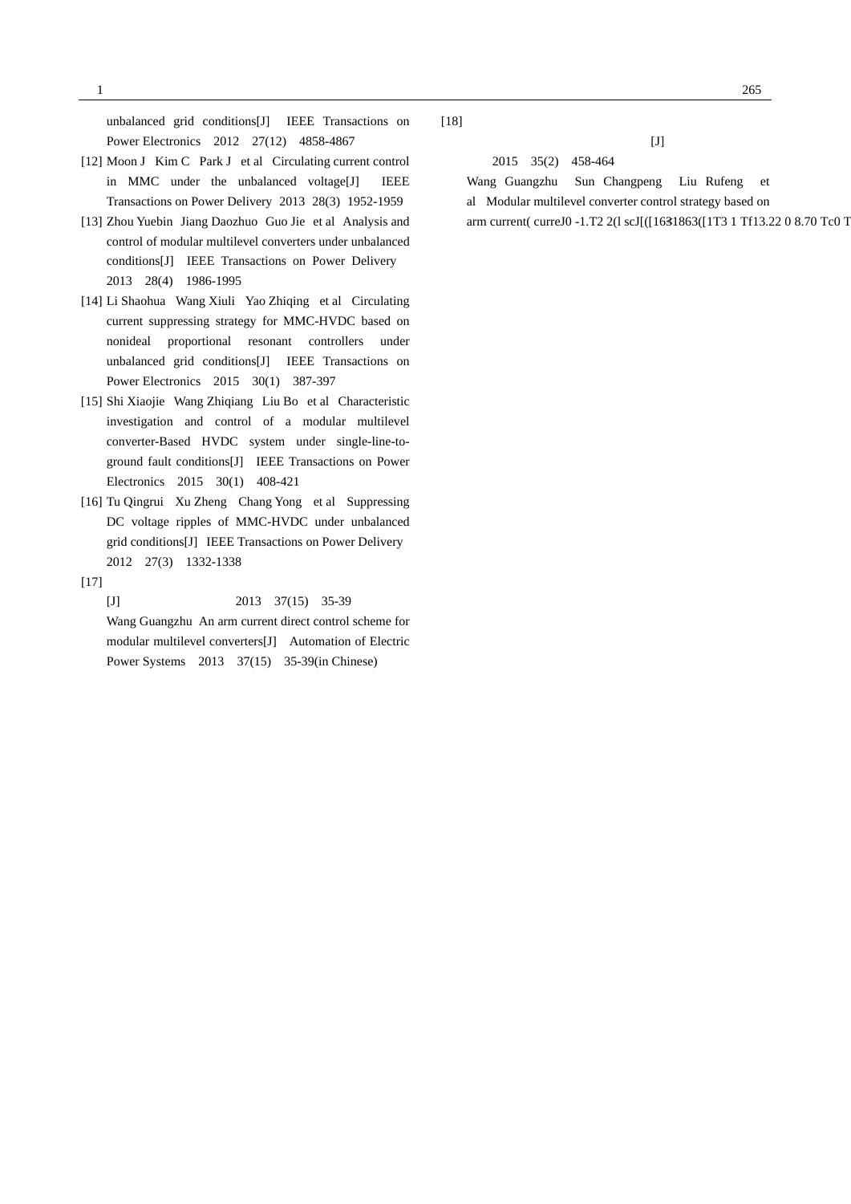unbalanced grid conditions[J] IEEE Transactions on Power Electronics 2012 27(12) 4858-4867

[12] Moon J Kim C Park J et al Circulating current control in MMC under the unbalanced voltage[J] IEEE Transactions on Power Delivery 2013 28(3) 1952-1959

[13] Zhou Yuebin Jiang Daozhuo Guo Jie et al Analysis and control of modular multilevel converters under unbalanced conditions[J] IEEE Transactions on Power Delivery 2013 28(4) 1986-1995

[14] Li Shaohua Wang Xiuli Yao Zhiqing et al Circulating current suppressing strategy for MMC-HVDC based on nonideal proportional resonant controllers under unbalanced grid conditions[J] IEEE Transactions on Power Electronics 2015 30(1) 387-397

[15] Shi Xiaojie Wang Zhiqiang Liu Bo et al Characteristic investigation and control of a modular multilevel converter-Based HVDC system under single-line-to-ground fault conditions[J] IEEE Transactions on Power Electronics 2015 30(1) 408-421

[16] Tu Qingrui Xu Zheng Chang Yong et al Suppressing DC voltage ripples of MMC-HVDC under unbalanced grid conditions[J] IEEE Transactions on Power Delivery 2012 27(3) 1332-1338

[17]

[J] 2013 37(15) 35-39

Wang Guangzhu An arm current direct control scheme for modular multilevel converters[J] Automation of Electric Power Systems 2013 37(15) 35-39(in Chinese)

[18]

[J]

2015 35(2) 458-464

Wang Guangzhu Sun Changpeng Liu Rufeng et al Modular multilevel converter control strategy based on arm current(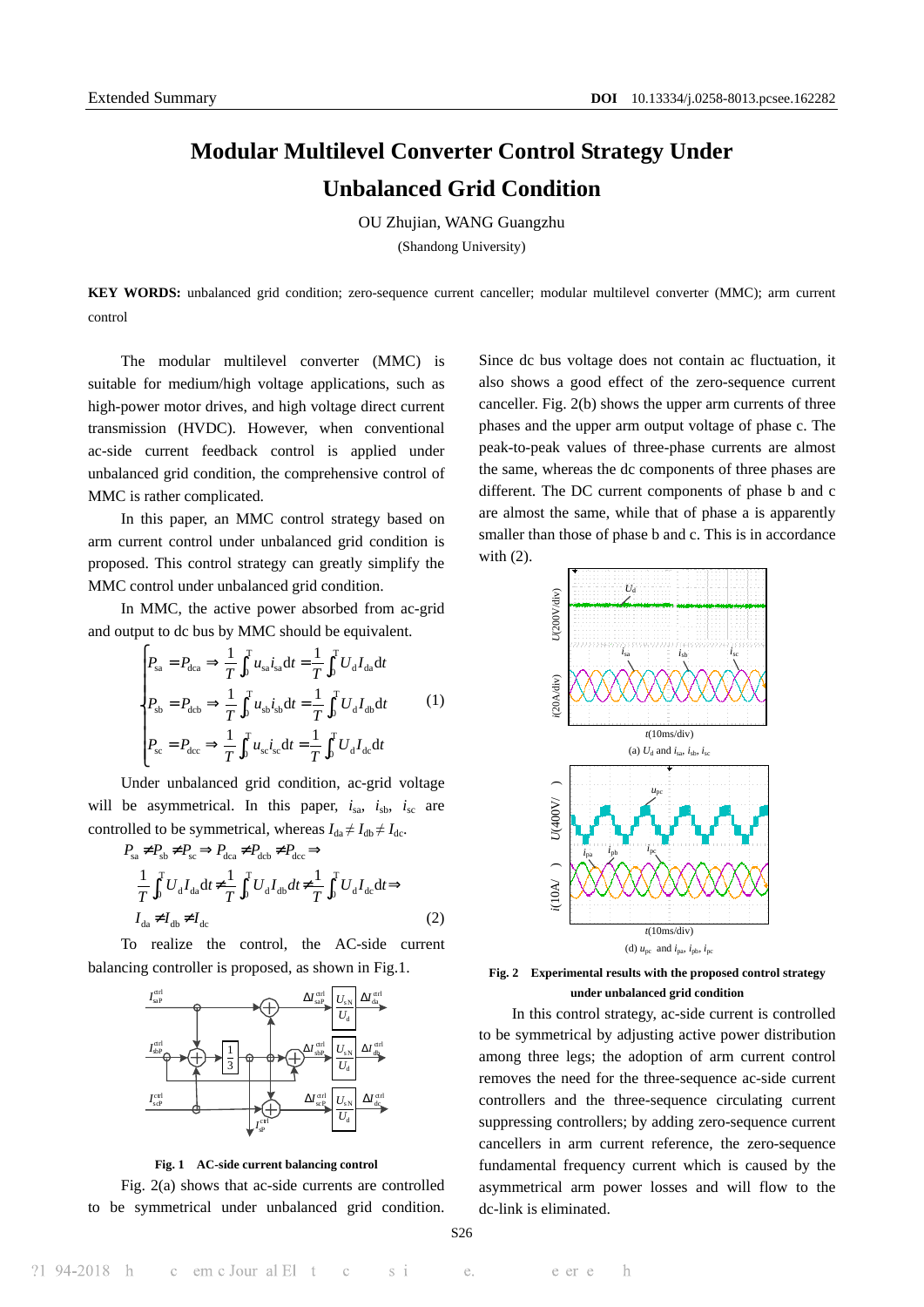Extended Summary

# Modular Multilevel Converter Control Strategy Under Unbalanced Grid Condition

OU Zhujian, WANG Guangzhu

(Shandong University)

**KEY WORDS:** unbalanced grid condition; zero-sequence current canceller; modular multilevel converter (MMC); arm current control

The modular multilevel converter (MMC) is suitable for medium/high voltage applications, such as high-power motor drives, and high voltage direct current transmission (HVDC). However, when conventional ac-side current feedback control is applied under unbalanced grid condition, the comprehensive control of MMC is rather complicated.

In this paper, an MMC control strategy based on arm current control under unbalanced grid condition is proposed. This control strategy can greatly simplify the MMC control under unbalanced grid condition.

In MMC, the active power absorbed from ac-grid and output to dc bus by MMC should be equivalent.

$$\begin{cases} P_{sa} = P_{dca} \Rightarrow \dfrac{1}{T}\int_0^T u_{sa} i_{sa} \mathrm{d}t = \dfrac{1}{T}\int_0^T U_d I_{da} \mathrm{d}t \\ P_{sb} = P_{dcb} \Rightarrow \dfrac{1}{T}\int_0^T u_{sb} i_{sb} \mathrm{d}t = \dfrac{1}{T}\int_0^T U_d I_{db} \mathrm{d}t \\ P_{sc} = P_{dcc} \Rightarrow \dfrac{1}{T}\int_0^T u_{sc} i_{sc} \mathrm{d}t = \dfrac{1}{T}\int_0^T U_d I_{dc} \mathrm{d}t \end{cases} \tag{1}$$

Under unbalanced grid condition, ac-grid voltage will be asymmetrical. In this paper, $i_{sa}$, $i_{sb}$, $i_{sc}$ are controlled to be symmetrical, whereas $I_{da} \neq I_{db} \neq I_{dc}$.

$$\begin{aligned} & P_{sa} \neq P_{sb} \neq P_{sc} \Rightarrow P_{dca} \neq P_{dcb} \neq P_{dcc} \Rightarrow \\ & \frac{1}{T}\int_0^T U_d I_{da} \mathrm{d}t \neq \frac{1}{T}\int_0^T U_d I_{db} dt \neq \frac{1}{T}\int_0^T U_d I_{dc} \mathrm{d}t \Rightarrow \\ & I_{da} \neq I_{db} \neq I_{dc} \end{aligned} \tag{2}$$

To realize the control, the AC-side current balancing controller is proposed, as shown in Fig.1.

$I_{saP}^{ctrl}$ $\Delta I_{saP}^{ctrl}$ $U_{sN}/U_d$ $\Delta I_{da}^{ctrl}$
$I_{sbP}^{ctrl}$ 1/3 $\Delta I_{sbP}^{ctrl}$ $U_{sN}/U_d$ $\Delta I_{db}^{ctrl}$
$I_{scP}^{ctrl}$ $\Delta I_{scP}^{ctrl}$ $U_{sN}/U_d$ $\Delta I_{dc}^{ctrl}$
$I_{sP}^{ctrl}$

**Fig. 1 AC-side current balancing control**

Fig. 2(a) shows that ac-side currents are controlled to be symmetrical under unbalanced grid condition. Since dc bus voltage does not contain ac fluctuation, it also shows a good effect of the zero-sequence current canceller. Fig. 2(b) shows the upper arm currents of three phases and the upper arm output voltage of phase c. The peak-to-peak values of three-phase currents are almost the same, whereas the dc components of three phases are different. The DC current components of phase b and c are almost the same, while that of phase a is apparently smaller than those of phase b and c. This is in accordance with (2).

$U_d$
$U$(200V/div)
$i_{sa}$ $i_{sb}$ $i_{sc}$
$i$(20A/div)
$t$(10ms/div)
(a) $U_d$ and $i_{sa}$, $i_{sb}$, $i_{sc}$

$u_{pc}$
$U$(400V/ )
$i_{pa}$ $i_{pb}$ $i_{pc}$
$i$(10A/ )
$t$(10ms/div)
(d) $u_{pc}$ and $i_{pa}$, $i_{pb}$, $i_{pc}$

**Fig. 2 Experimental results with the proposed control strategy under unbalanced grid condition**

In this control strategy, ac-side current is controlled to be symmetrical by adjusting active power distribution among three legs; the adoption of arm current control removes the need for the three-sequence ac-side current controllers and the three-sequence circulating current suppressing controllers; by adding zero-sequence current cancellers in arm current reference, the zero-sequence fundamental frequency current which is caused by the asymmetrical arm power losses and will flow to the dc-link is eliminated.